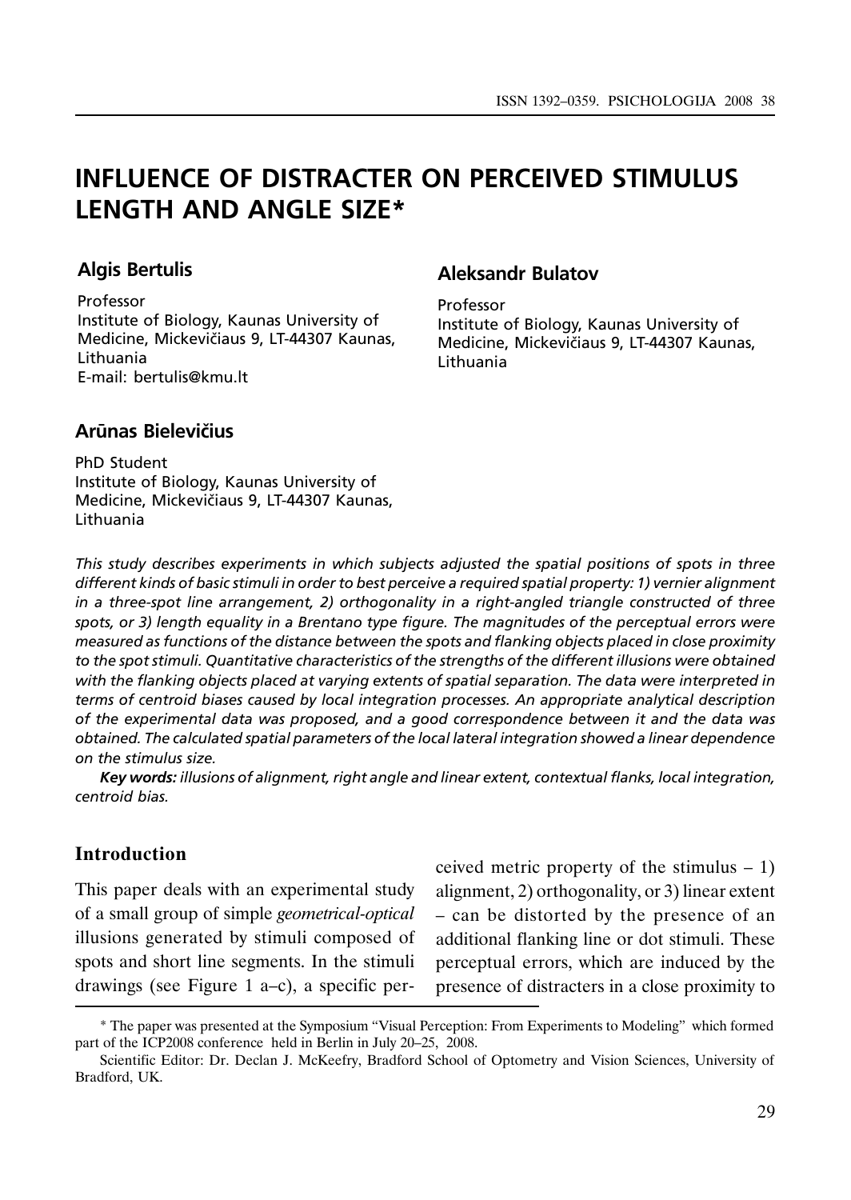# INFLUENCE OF DISTRACTER ON PERCEIVED STIMULUS LENGTH AND ANGLE SIZE*

**Algis Bertulis**

Professor
Institute of Biology, Kaunas University of Medicine, Mickevičiaus 9, LT-44307 Kaunas, Lithuania
E-mail: bertulis@kmu.lt

**Aleksandr Bulatov**

Professor
Institute of Biology, Kaunas University of Medicine, Mickevičiaus 9, LT-44307 Kaunas, Lithuania

**Arūnas Bielevičius**

PhD Student
Institute of Biology, Kaunas University of Medicine, Mickevičiaus 9, LT-44307 Kaunas, Lithuania

*This study describes experiments in which subjects adjusted the spatial positions of spots in three different kinds of basic stimuli in order to best perceive a required spatial property: 1) vernier alignment in a three-spot line arrangement, 2) orthogonality in a right-angled triangle constructed of three spots, or 3) length equality in a Brentano type figure. The magnitudes of the perceptual errors were measured as functions of the distance between the spots and flanking objects placed in close proximity to the spot stimuli. Quantitative characteristics of the strengths of the different illusions were obtained with the flanking objects placed at varying extents of spatial separation. The data were interpreted in terms of centroid biases caused by local integration processes. An appropriate analytical description of the experimental data was proposed, and a good correspondence between it and the data was obtained. The calculated spatial parameters of the local lateral integration showed a linear dependence on the stimulus size.*

***Key words:*** *illusions of alignment, right angle and linear extent, contextual flanks, local integration, centroid bias.*

## Introduction

This paper deals with an experimental study of a small group of simple *geometrical-optical* illusions generated by stimuli composed of spots and short line segments. In the stimuli drawings (see Figure 1 a–c), a specific perceived metric property of the stimulus – 1) alignment, 2) orthogonality, or 3) linear extent – can be distorted by the presence of an additional flanking line or dot stimuli. These perceptual errors, which are induced by the presence of distracters in a close proximity to

---

\* The paper was presented at the Symposium "Visual Perception: From Experiments to Modeling" which formed part of the ICP2008 conference held in Berlin in July 20–25, 2008.

Scientific Editor: Dr. Declan J. McKeefry, Bradford School of Optometry and Vision Sciences, University of Bradford, UK.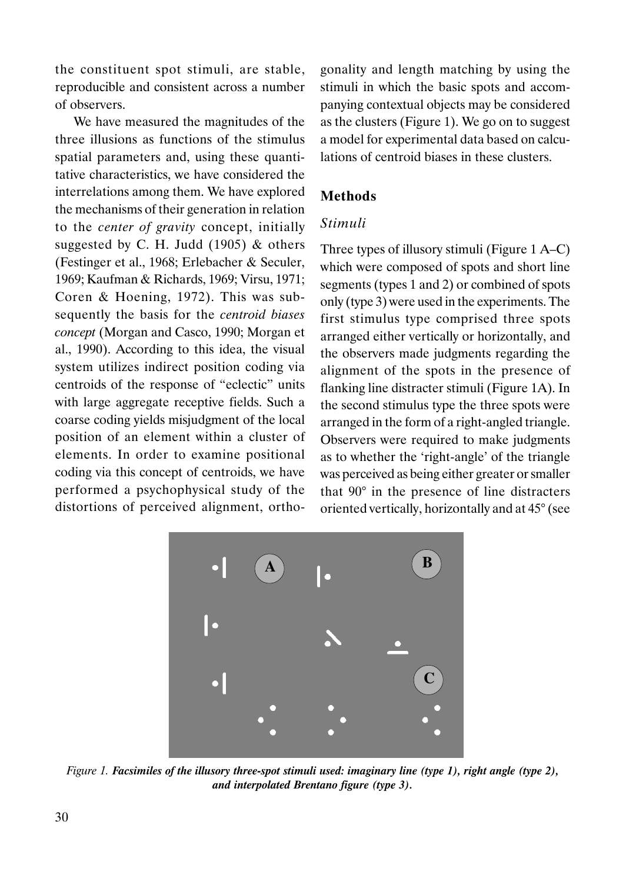the constituent spot stimuli, are stable, reproducible and consistent across a number of observers.

We have measured the magnitudes of the three illusions as functions of the stimulus spatial parameters and, using these quantitative characteristics, we have considered the interrelations among them. We have explored the mechanisms of their generation in relation to the *center of gravity* concept, initially suggested by C. H. Judd (1905) & others (Festinger et al., 1968; Erlebacher & Seculer, 1969; Kaufman & Richards, 1969; Virsu, 1971; Coren & Hoening, 1972). This was subsequently the basis for the *centroid biases concept* (Morgan and Casco, 1990; Morgan et al., 1990). According to this idea, the visual system utilizes indirect position coding via centroids of the response of "eclectic" units with large aggregate receptive fields. Such a coarse coding yields misjudgment of the local position of an element within a cluster of elements. In order to examine positional coding via this concept of centroids, we have performed a psychophysical study of the distortions of perceived alignment, orthogonality and length matching by using the stimuli in which the basic spots and accompanying contextual objects may be considered as the clusters (Figure 1). We go on to suggest a model for experimental data based on calculations of centroid biases in these clusters.

## Methods

### *Stimuli*

Three types of illusory stimuli (Figure 1 A–C) which were composed of spots and short line segments (types 1 and 2) or combined of spots only (type 3) were used in the experiments. The first stimulus type comprised three spots arranged either vertically or horizontally, and the observers made judgments regarding the alignment of the spots in the presence of flanking line distracter stimuli (Figure 1A). In the second stimulus type the three spots were arranged in the form of a right-angled triangle. Observers were required to make judgments as to whether the 'right-angle' of the triangle was perceived as being either greater or smaller that 90° in the presence of line distracters oriented vertically, horizontally and at 45° (see

*Figure 1.* ***Facsimiles of the illusory three-spot stimuli used: imaginary line (type 1), right angle (type 2), and interpolated Brentano figure (type 3).***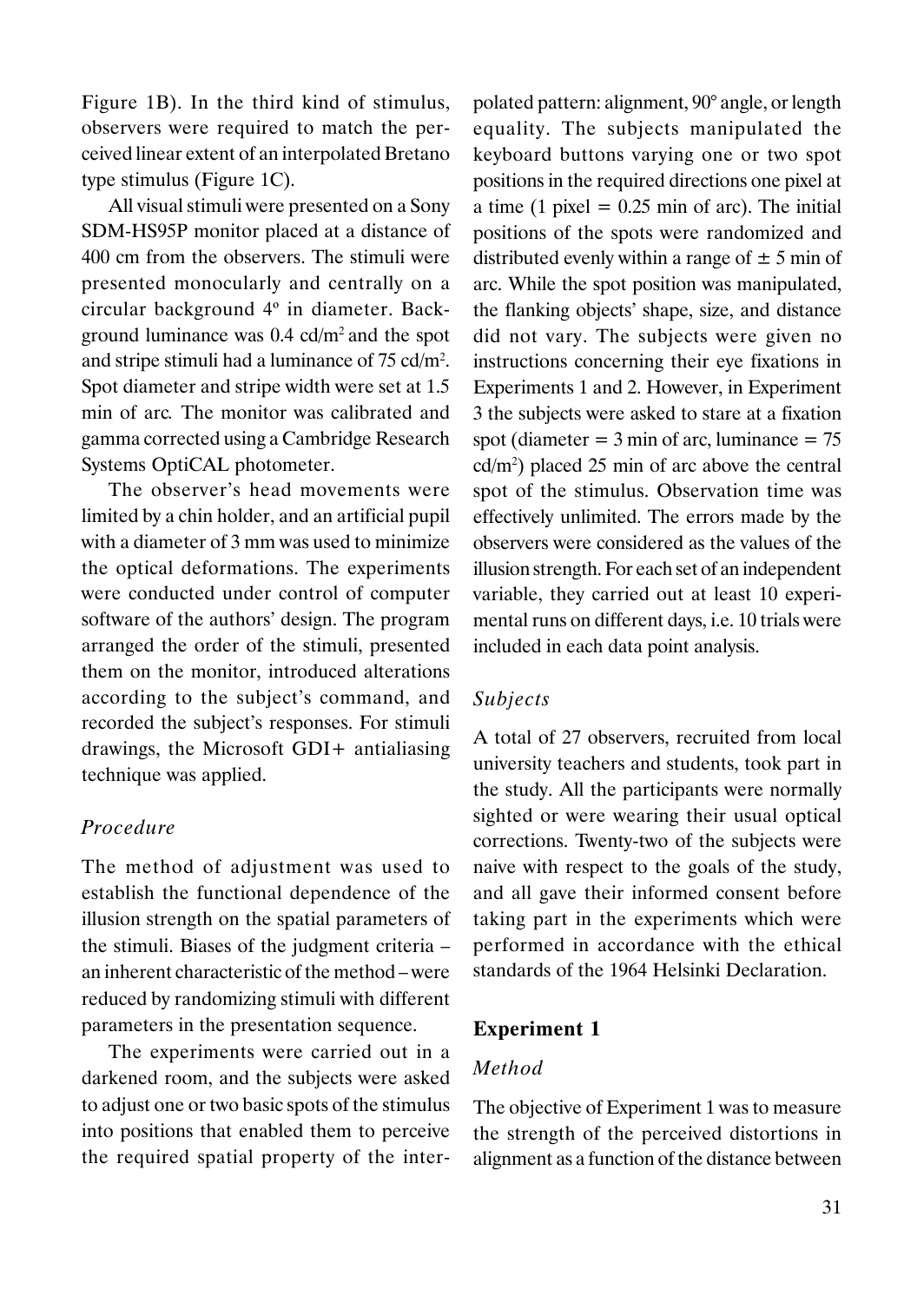Figure 1B). In the third kind of stimulus, observers were required to match the perceived linear extent of an interpolated Bretano type stimulus (Figure 1C).

All visual stimuli were presented on a Sony SDM-HS95P monitor placed at a distance of 400 cm from the observers. The stimuli were presented monocularly and centrally on a circular background 4º in diameter. Background luminance was 0.4 cd/m$^2$ and the spot and stripe stimuli had a luminance of 75 cd/m$^2$. Spot diameter and stripe width were set at 1.5 min of arc. The monitor was calibrated and gamma corrected using a Cambridge Research Systems OptiCAL photometer.

The observer's head movements were limited by a chin holder, and an artificial pupil with a diameter of 3 mm was used to minimize the optical deformations. The experiments were conducted under control of computer software of the authors' design. The program arranged the order of the stimuli, presented them on the monitor, introduced alterations according to the subject's command, and recorded the subject's responses. For stimuli drawings, the Microsoft GDI+ antialiasing technique was applied.

### *Procedure*

The method of adjustment was used to establish the functional dependence of the illusion strength on the spatial parameters of the stimuli. Biases of the judgment criteria – an inherent characteristic of the method – were reduced by randomizing stimuli with different parameters in the presentation sequence.

The experiments were carried out in a darkened room, and the subjects were asked to adjust one or two basic spots of the stimulus into positions that enabled them to perceive the required spatial property of the interpolated pattern: alignment, 90° angle, or length equality. The subjects manipulated the keyboard buttons varying one or two spot positions in the required directions one pixel at a time (1 pixel = 0.25 min of arc). The initial positions of the spots were randomized and distributed evenly within a range of ± 5 min of arc. While the spot position was manipulated, the flanking objects' shape, size, and distance did not vary. The subjects were given no instructions concerning their eye fixations in Experiments 1 and 2. However, in Experiment 3 the subjects were asked to stare at a fixation spot (diameter = 3 min of arc, luminance = 75 cd/m$^2$) placed 25 min of arc above the central spot of the stimulus. Observation time was effectively unlimited. The errors made by the observers were considered as the values of the illusion strength. For each set of an independent variable, they carried out at least 10 experimental runs on different days, i.e. 10 trials were included in each data point analysis.

### *Subjects*

A total of 27 observers, recruited from local university teachers and students, took part in the study. All the participants were normally sighted or were wearing their usual optical corrections. Twenty-two of the subjects were naive with respect to the goals of the study, and all gave their informed consent before taking part in the experiments which were performed in accordance with the ethical standards of the 1964 Helsinki Declaration.

## Experiment 1

### *Method*

The objective of Experiment 1 was to measure the strength of the perceived distortions in alignment as a function of the distance between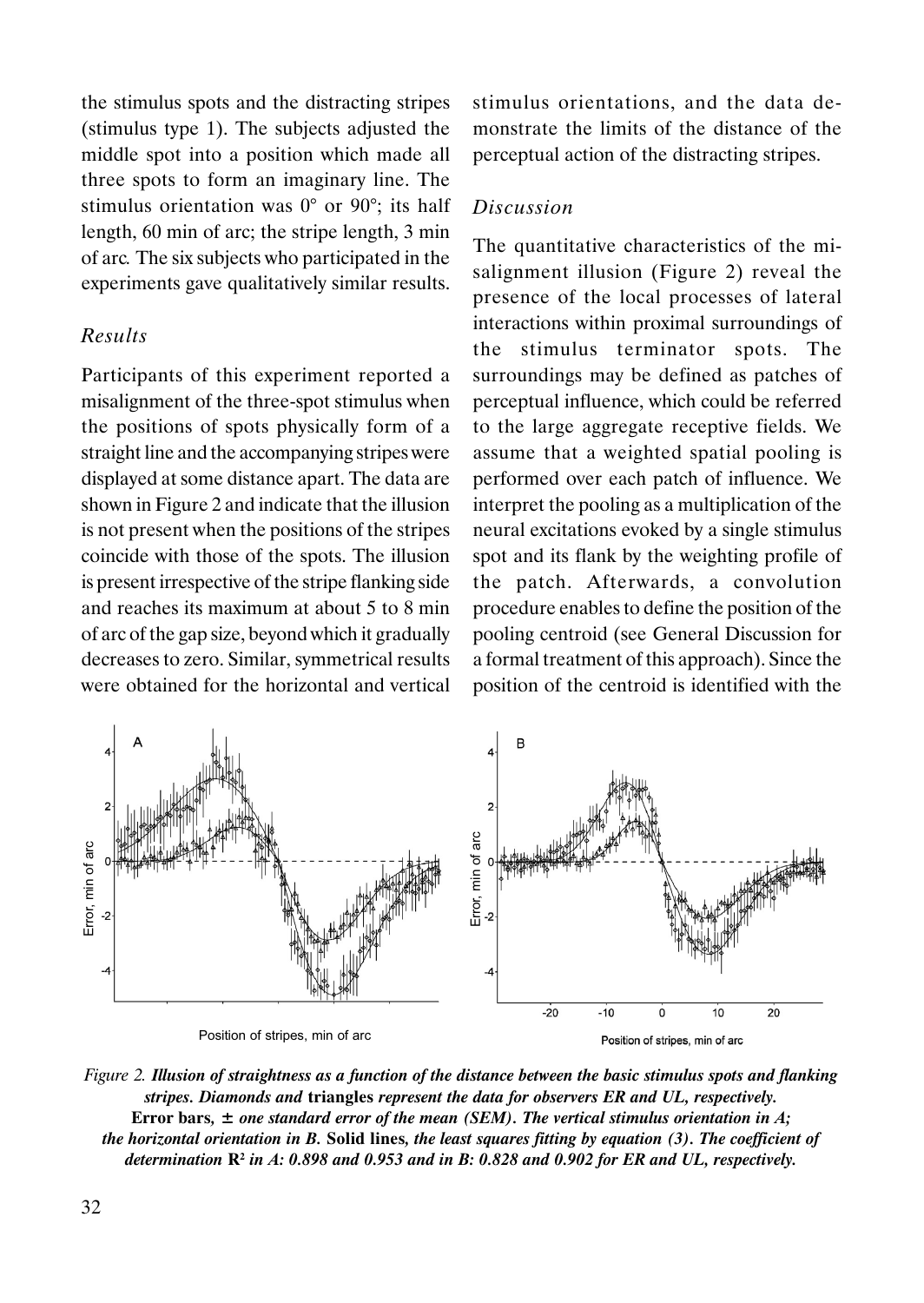the stimulus spots and the distracting stripes (stimulus type 1). The subjects adjusted the middle spot into a position which made all three spots to form an imaginary line. The stimulus orientation was 0° or 90°; its half length, 60 min of arc; the stripe length, 3 min of arc. The six subjects who participated in the experiments gave qualitatively similar results.

### *Results*

Participants of this experiment reported a misalignment of the three-spot stimulus when the positions of spots physically form of a straight line and the accompanying stripes were displayed at some distance apart. The data are shown in Figure 2 and indicate that the illusion is not present when the positions of the stripes coincide with those of the spots. The illusion is present irrespective of the stripe flanking side and reaches its maximum at about 5 to 8 min of arc of the gap size, beyond which it gradually decreases to zero. Similar, symmetrical results were obtained for the horizontal and vertical stimulus orientations, and the data demonstrate the limits of the distance of the perceptual action of the distracting stripes.

### *Discussion*

The quantitative characteristics of the misalignment illusion (Figure 2) reveal the presence of the local processes of lateral interactions within proximal surroundings of the stimulus terminator spots. The surroundings may be defined as patches of perceptual influence, which could be referred to the large aggregate receptive fields. We assume that a weighted spatial pooling is performed over each patch of influence. We interpret the pooling as a multiplication of the neural excitations evoked by a single stimulus spot and its flank by the weighting profile of the patch. Afterwards, a convolution procedure enables to define the position of the pooling centroid (see General Discussion for a formal treatment of this approach). Since the position of the centroid is identified with the

*Figure 2.* ***Illusion of straightness as a function of the distance between the basic stimulus spots and flanking stripes. Diamonds and*** **triangles** ***represent the data for observers ER and UL, respectively.*** **Error bars,** ***± one standard error of the mean (SEM). The vertical stimulus orientation in A; the horizontal orientation in B.*** **Solid lines,** ***the least squares fitting by equation (3). The coefficient of determination*** $R^2$ ***in A: 0.898 and 0.953 and in B: 0.828 and 0.902 for ER and UL, respectively.***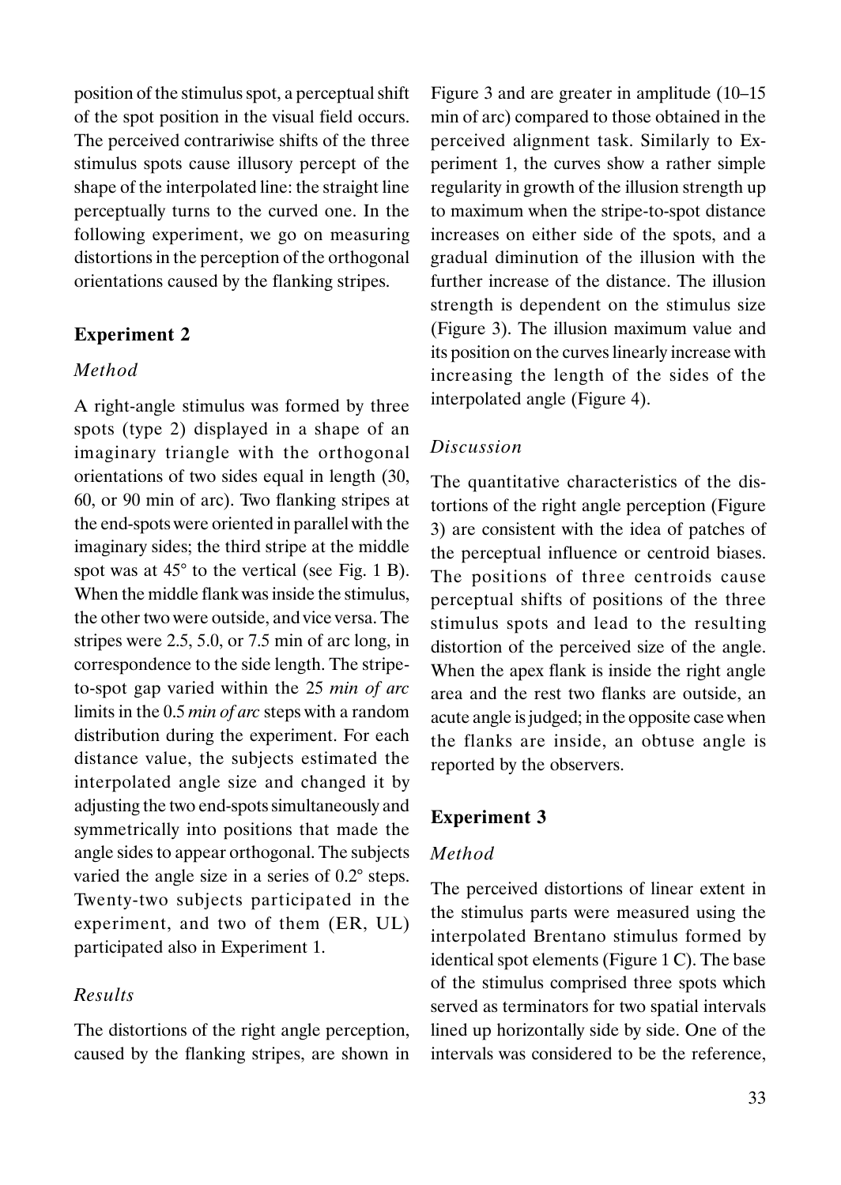position of the stimulus spot, a perceptual shift of the spot position in the visual field occurs. The perceived contrariwise shifts of the three stimulus spots cause illusory percept of the shape of the interpolated line: the straight line perceptually turns to the curved one. In the following experiment, we go on measuring distortions in the perception of the orthogonal orientations caused by the flanking stripes.

## Experiment 2

### *Method*

A right-angle stimulus was formed by three spots (type 2) displayed in a shape of an imaginary triangle with the orthogonal orientations of two sides equal in length (30, 60, or 90 min of arc). Two flanking stripes at the end-spots were oriented in parallel with the imaginary sides; the third stripe at the middle spot was at 45° to the vertical (see Fig. 1 B). When the middle flank was inside the stimulus, the other two were outside, and vice versa. The stripes were 2.5, 5.0, or 7.5 min of arc long, in correspondence to the side length. The stripe-to-spot gap varied within the 25 *min of arc* limits in the 0.5 *min of arc* steps with a random distribution during the experiment. For each distance value, the subjects estimated the interpolated angle size and changed it by adjusting the two end-spots simultaneously and symmetrically into positions that made the angle sides to appear orthogonal. The subjects varied the angle size in a series of 0.2° steps. Twenty-two subjects participated in the experiment, and two of them (ER, UL) participated also in Experiment 1.

### *Results*

The distortions of the right angle perception, caused by the flanking stripes, are shown in Figure 3 and are greater in amplitude (10–15 min of arc) compared to those obtained in the perceived alignment task. Similarly to Experiment 1, the curves show a rather simple regularity in growth of the illusion strength up to maximum when the stripe-to-spot distance increases on either side of the spots, and a gradual diminution of the illusion with the further increase of the distance. The illusion strength is dependent on the stimulus size (Figure 3). The illusion maximum value and its position on the curves linearly increase with increasing the length of the sides of the interpolated angle (Figure 4).

### *Discussion*

The quantitative characteristics of the distortions of the right angle perception (Figure 3) are consistent with the idea of patches of the perceptual influence or centroid biases. The positions of three centroids cause perceptual shifts of positions of the three stimulus spots and lead to the resulting distortion of the perceived size of the angle. When the apex flank is inside the right angle area and the rest two flanks are outside, an acute angle is judged; in the opposite case when the flanks are inside, an obtuse angle is reported by the observers.

## Experiment 3

### *Method*

The perceived distortions of linear extent in the stimulus parts were measured using the interpolated Brentano stimulus formed by identical spot elements (Figure 1 C). The base of the stimulus comprised three spots which served as terminators for two spatial intervals lined up horizontally side by side. One of the intervals was considered to be the reference,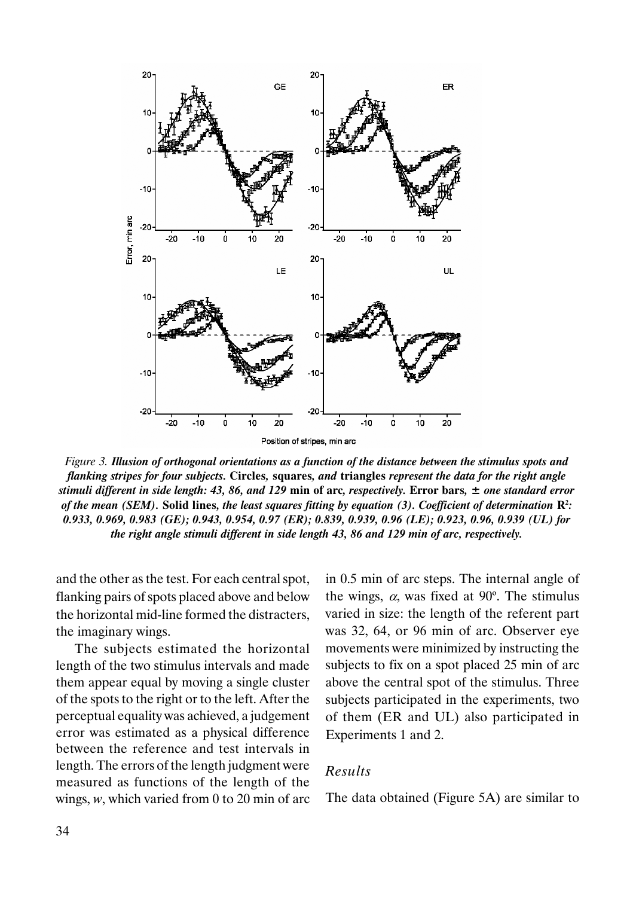*Figure 3.* ***Illusion of orthogonal orientations as a function of the distance between the stimulus spots and flanking stripes for four subjects.*** **Circles,** ***squares,*** *and* **triangles** *represent the data for the right angle stimuli different in side length: 43, 86, and 129* **min of arc***, respectively.* **Error bars,** *± one standard error of the mean (SEM).* **Solid lines***, the least squares fitting by equation (3). Coefficient of determination* $R^2$*: 0.933, 0.969, 0.983 (GE); 0.943, 0.954, 0.97 (ER); 0.839, 0.939, 0.96 (LE); 0.923, 0.96, 0.939 (UL) for the right angle stimuli different in side length 43, 86 and 129 min of arc, respectively.*

and the other as the test. For each central spot, flanking pairs of spots placed above and below the horizontal mid-line formed the distracters, the imaginary wings.

The subjects estimated the horizontal length of the two stimulus intervals and made them appear equal by moving a single cluster of the spots to the right or to the left. After the perceptual equality was achieved, a judgement error was estimated as a physical difference between the reference and test intervals in length. The errors of the length judgment were measured as functions of the length of the wings, $w$, which varied from 0 to 20 min of arc in 0.5 min of arc steps. The internal angle of the wings, $\alpha$, was fixed at 90º. The stimulus varied in size: the length of the referent part was 32, 64, or 96 min of arc. Observer eye movements were minimized by instructing the subjects to fix on a spot placed 25 min of arc above the central spot of the stimulus. Three subjects participated in the experiments, two of them (ER and UL) also participated in Experiments 1 and 2.

### *Results*

The data obtained (Figure 5A) are similar to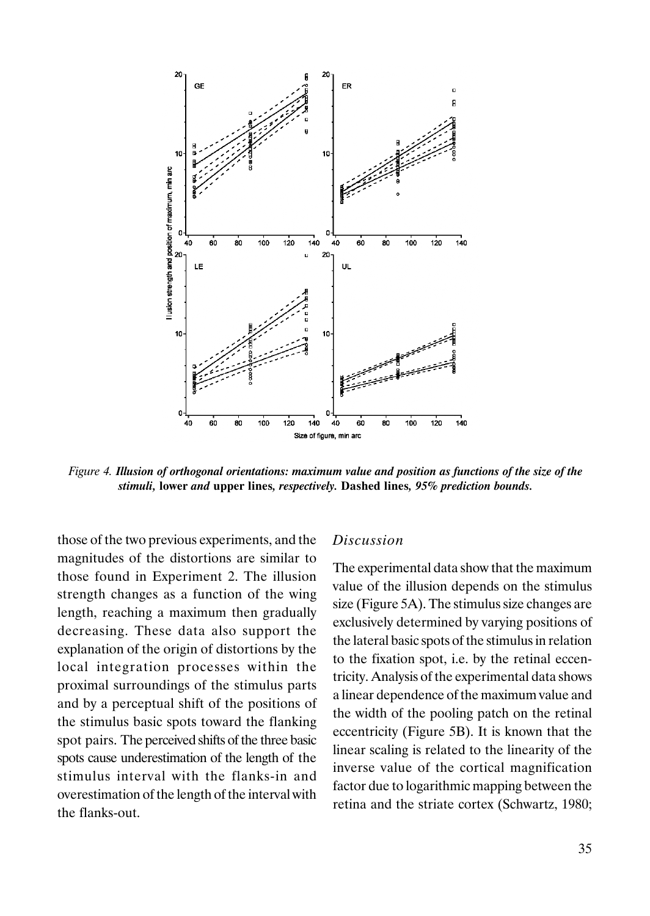*Figure 4. **Illusion of orthogonal orientations: maximum value and position as functions of the size of the stimuli,*** **lower** ***and*** **upper lines*****, respectively.*** **Dashed lines*****, 95% prediction bounds.***

those of the two previous experiments, and the magnitudes of the distortions are similar to those found in Experiment 2. The illusion strength changes as a function of the wing length, reaching a maximum then gradually decreasing. These data also support the explanation of the origin of distortions by the local integration processes within the proximal surroundings of the stimulus parts and by a perceptual shift of the positions of the stimulus basic spots toward the flanking spot pairs. The perceived shifts of the three basic spots cause underestimation of the length of the stimulus interval with the flanks-in and overestimation of the length of the interval with the flanks-out.

### *Discussion*

The experimental data show that the maximum value of the illusion depends on the stimulus size (Figure 5A). The stimulus size changes are exclusively determined by varying positions of the lateral basic spots of the stimulus in relation to the fixation spot, i.e. by the retinal eccentricity. Analysis of the experimental data shows a linear dependence of the maximum value and the width of the pooling patch on the retinal eccentricity (Figure 5B). It is known that the linear scaling is related to the linearity of the inverse value of the cortical magnification factor due to logarithmic mapping between the retina and the striate cortex (Schwartz, 1980;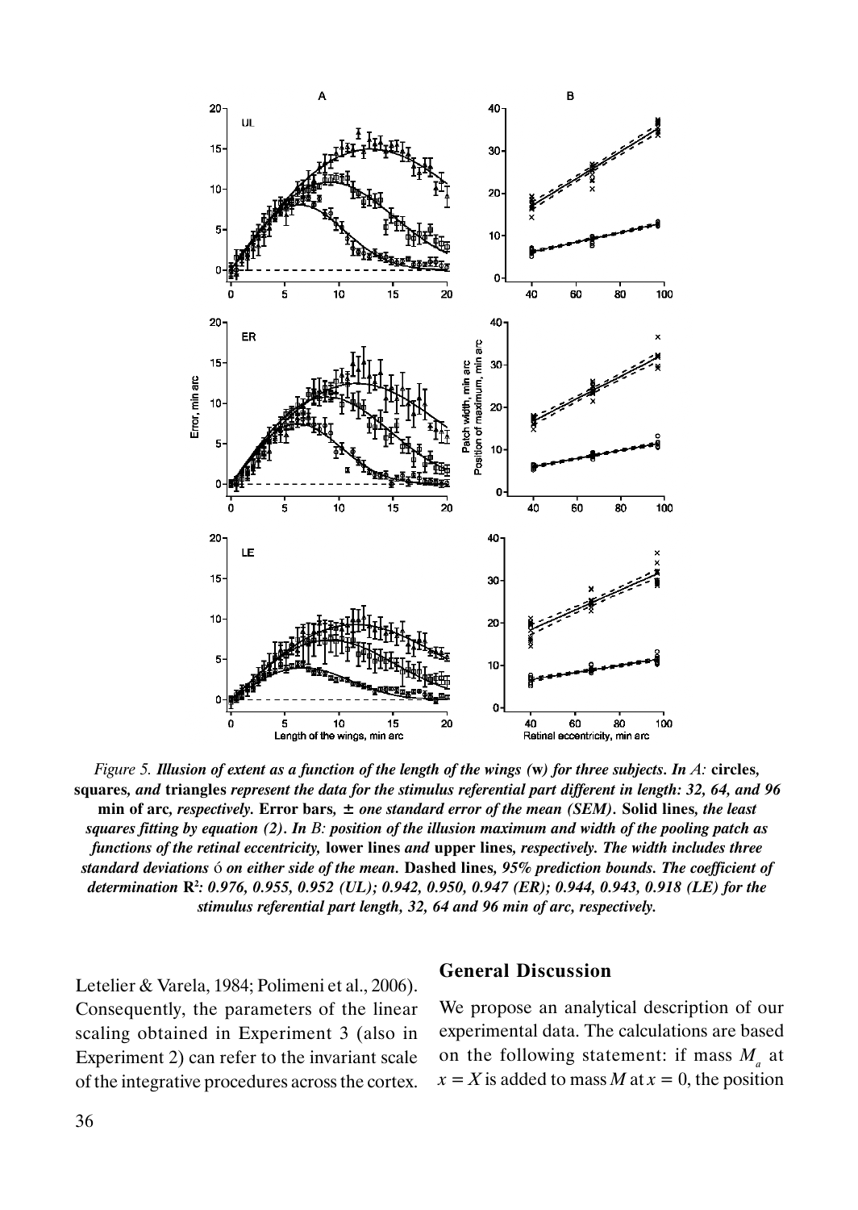*Figure 5.* ***Illusion of extent as a function of the length of the wings (w) for three subjects. In A:*** **circles, squares,** ***and*** **triangles** ***represent the data for the stimulus referential part different in length: 32, 64, and 96*** **min of arc,** ***respectively.*** **Error bars,** ***± one standard error of the mean (SEM).*** **Solid lines,** ***the least squares fitting by equation (2). In B: position of the illusion maximum and width of the pooling patch as functions of the retinal eccentricity,*** **lower lines** ***and*** **upper lines,** ***respectively. The width includes three standard deviations*** ó ***on either side of the mean.*** **Dashed lines,** ***95% prediction bounds. The coefficient of determination*** $R^2$***: 0.976, 0.955, 0.952 (UL); 0.942, 0.950, 0.947 (ER); 0.944, 0.943, 0.918 (LE) for the stimulus referential part length, 32, 64 and 96 min of arc, respectively.***

Letelier & Varela, 1984; Polimeni et al., 2006). Consequently, the parameters of the linear scaling obtained in Experiment 3 (also in Experiment 2) can refer to the invariant scale of the integrative procedures across the cortex.

## General Discussion

We propose an analytical description of our experimental data. The calculations are based on the following statement: if mass $M_a$ at $x = X$ is added to mass $M$ at $x = 0$, the position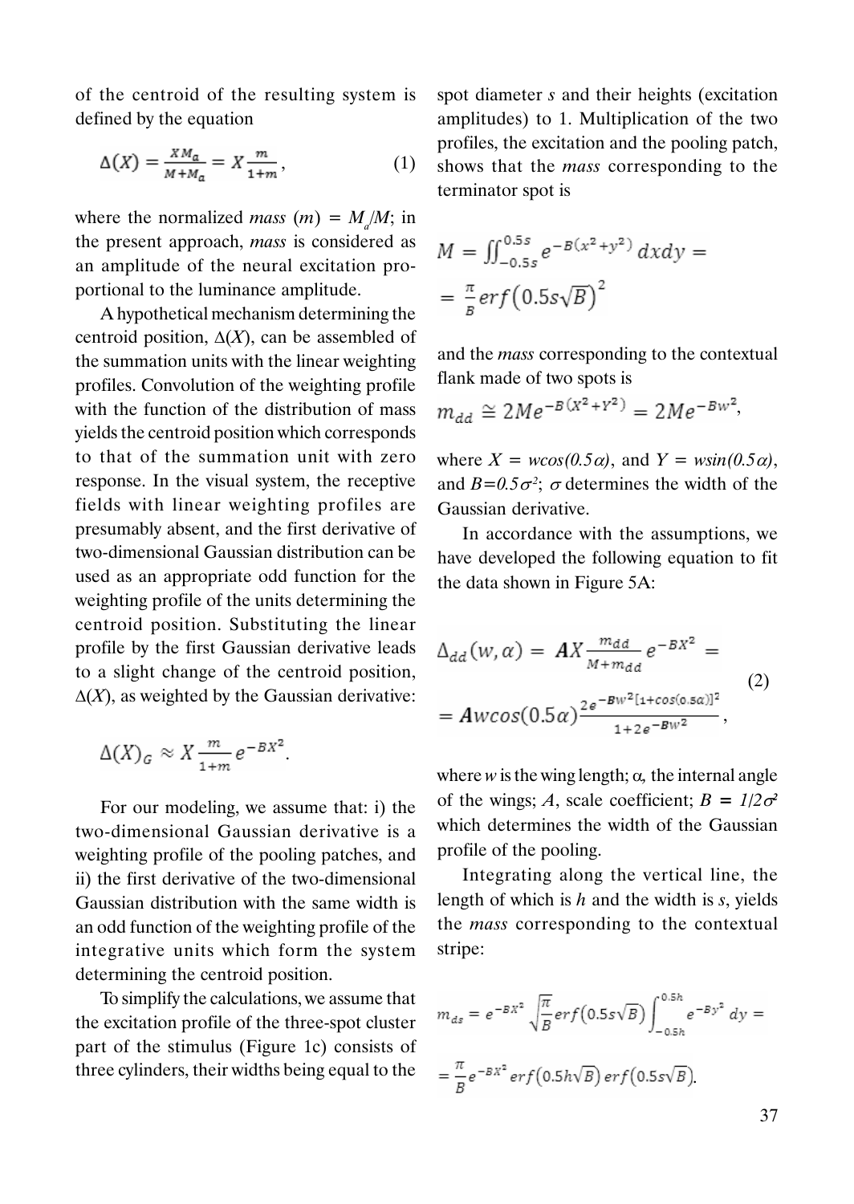of the centroid of the resulting system is defined by the equation

$$\Delta(X) = \frac{XM_a}{M+M_a} = X\frac{m}{1+m}, \qquad (1)$$

where the normalized *mass* ($m$) = $M_a/M$; in the present approach, *mass* is considered as an amplitude of the neural excitation proportional to the luminance amplitude.

A hypothetical mechanism determining the centroid position, $\Delta(X)$, can be assembled of the summation units with the linear weighting profiles. Convolution of the weighting profile with the function of the distribution of mass yields the centroid position which corresponds to that of the summation unit with zero response. In the visual system, the receptive fields with linear weighting profiles are presumably absent, and the first derivative of two-dimensional Gaussian distribution can be used as an appropriate odd function for the weighting profile of the units determining the centroid position. Substituting the linear profile by the first Gaussian derivative leads to a slight change of the centroid position, $\Delta(X)$, as weighted by the Gaussian derivative:

$$\Delta(X)_G \approx X\frac{m}{1+m}e^{-BX^2}.$$

For our modeling, we assume that: i) the two-dimensional Gaussian derivative is a weighting profile of the pooling patches, and ii) the first derivative of the two-dimensional Gaussian distribution with the same width is an odd function of the weighting profile of the integrative units which form the system determining the centroid position.

To simplify the calculations, we assume that the excitation profile of the three-spot cluster part of the stimulus (Figure 1c) consists of three cylinders, their widths being equal to the spot diameter $s$ and their heights (excitation amplitudes) to 1. Multiplication of the two profiles, the excitation and the pooling patch, shows that the *mass* corresponding to the terminator spot is

$$M = \iint_{-0.5s}^{0.5s} e^{-B(x^2+y^2)}\,dxdy = $$
$$= \frac{\pi}{B}erf\left(0.5s\sqrt{B}\right)^2$$

and the *mass* corresponding to the contextual flank made of two spots is

$$m_{dd} \cong 2Me^{-B(X^2+Y^2)} = 2Me^{-Bw^2},$$

where $X = w\cos(0.5\alpha)$, and $Y = w\sin(0.5\alpha)$, and $B=0.5\sigma^2$; $\sigma$ determines the width of the Gaussian derivative.

In accordance with the assumptions, we have developed the following equation to fit the data shown in Figure 5A:

$$\Delta_{dd}(w,\alpha) = \boldsymbol{A}X\frac{m_{dd}}{M+m_{dd}}e^{-BX^2} =$$
$$= \boldsymbol{A}w\cos(0.5\alpha)\frac{2e^{-Bw^2[1+\cos(0.5\alpha)]^2}}{1+2e^{-Bw^2}}, \qquad (2)$$

where $w$ is the wing length; $\alpha$, the internal angle of the wings; $A$, scale coefficient; $B = 1/2\sigma^2$ which determines the width of the Gaussian profile of the pooling.

Integrating along the vertical line, the length of which is $h$ and the width is $s$, yields the *mass* corresponding to the contextual stripe:

$$m_{ds} = e^{-BX^2}\sqrt{\frac{\pi}{B}}erf\left(0.5s\sqrt{B}\right)\int_{-0.5h}^{0.5h} e^{-By^2}\,dy =$$
$$= \frac{\pi}{B}e^{-BX^2}erf\left(0.5h\sqrt{B}\right)erf\left(0.5s\sqrt{B}\right).$$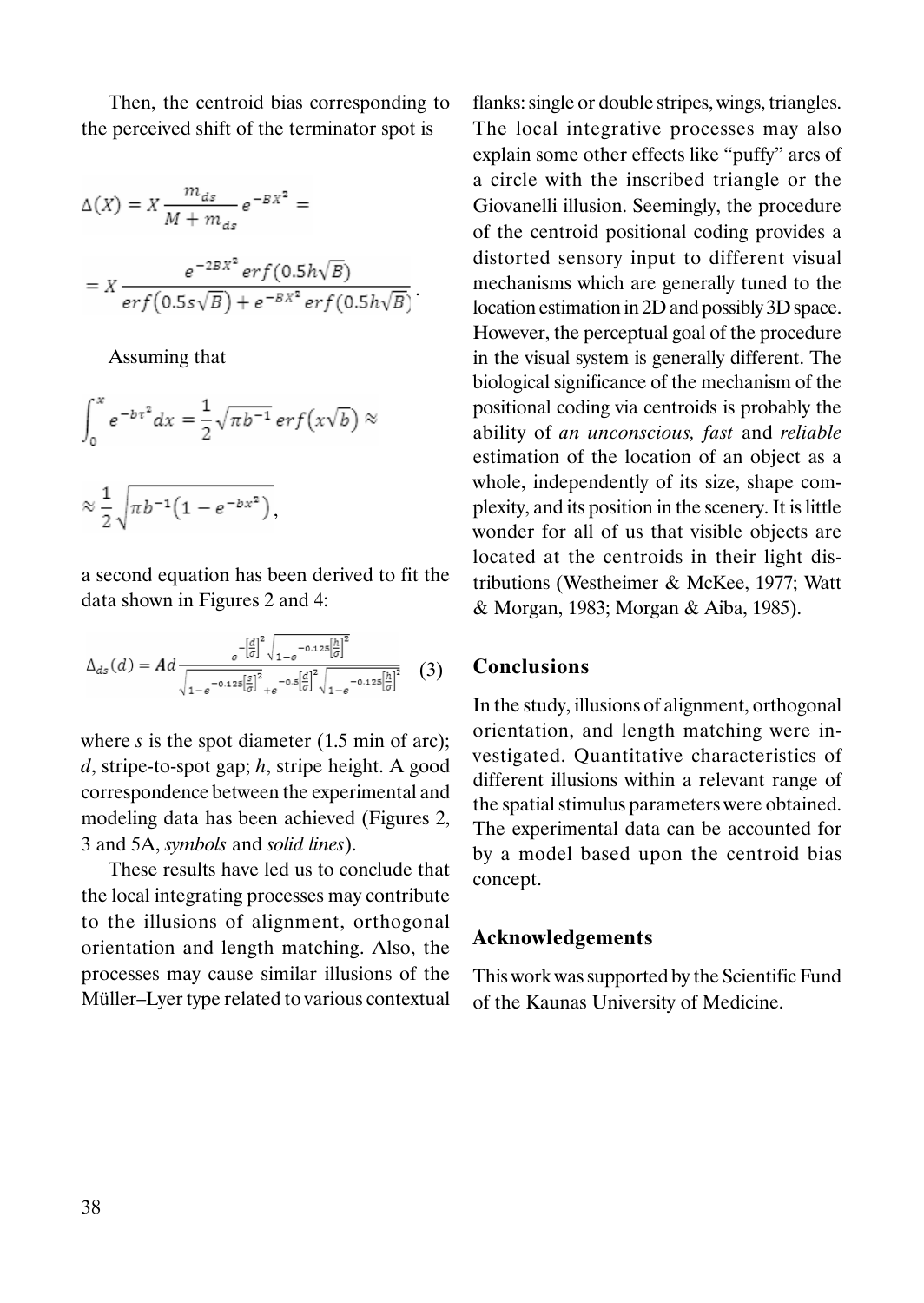Then, the centroid bias corresponding to the perceived shift of the terminator spot is

$$\Delta(X) = X\frac{m_{ds}}{M + m_{ds}}e^{-BX^2} =$$

$$= X\frac{e^{-2BX^2}\,erf(0.5h\sqrt{B})}{erf(0.5s\sqrt{B}) + e^{-BX^2}\,erf(0.5h\sqrt{B})}.$$

Assuming that

$$\int_0^x e^{-b\tau^2}dx = \frac{1}{2}\sqrt{\pi b^{-1}}\,erf(x\sqrt{b}) \approx$$

$$\approx \frac{1}{2}\sqrt{\pi b^{-1}\left(1 - e^{-bx^2}\right)},$$

a second equation has been derived to fit the data shown in Figures 2 and 4:

$$\Delta_{ds}(d) = Ad\frac{e^{-\left[\frac{d}{\sigma}\right]^2}\sqrt{1-e^{-0.125\left[\frac{h}{\sigma}\right]^2}}}{\sqrt{1-e^{-0.125\left[\frac{s}{\sigma}\right]^2}} + e^{-0.5\left[\frac{d}{\sigma}\right]^2}\sqrt{1-e^{-0.125\left[\frac{h}{\sigma}\right]^2}}} \quad (3)$$

where $s$ is the spot diameter (1.5 min of arc); $d$, stripe-to-spot gap; $h$, stripe height. A good correspondence between the experimental and modeling data has been achieved (Figures 2, 3 and 5A, *symbols* and *solid lines*).

These results have led us to conclude that the local integrating processes may contribute to the illusions of alignment, orthogonal orientation and length matching. Also, the processes may cause similar illusions of the Müller–Lyer type related to various contextual flanks: single or double stripes, wings, triangles. The local integrative processes may also explain some other effects like "puffy" arcs of a circle with the inscribed triangle or the Giovanelli illusion. Seemingly, the procedure of the centroid positional coding provides a distorted sensory input to different visual mechanisms which are generally tuned to the location estimation in 2D and possibly 3D space. However, the perceptual goal of the procedure in the visual system is generally different. The biological significance of the mechanism of the positional coding via centroids is probably the ability of *an unconscious, fast* and *reliable* estimation of the location of an object as a whole, independently of its size, shape complexity, and its position in the scenery. It is little wonder for all of us that visible objects are located at the centroids in their light distributions (Westheimer & McKee, 1977; Watt & Morgan, 1983; Morgan & Aiba, 1985).

## Conclusions

In the study, illusions of alignment, orthogonal orientation, and length matching were investigated. Quantitative characteristics of different illusions within a relevant range of the spatial stimulus parameters were obtained. The experimental data can be accounted for by a model based upon the centroid bias concept.

## Acknowledgements

This work was supported by the Scientific Fund of the Kaunas University of Medicine.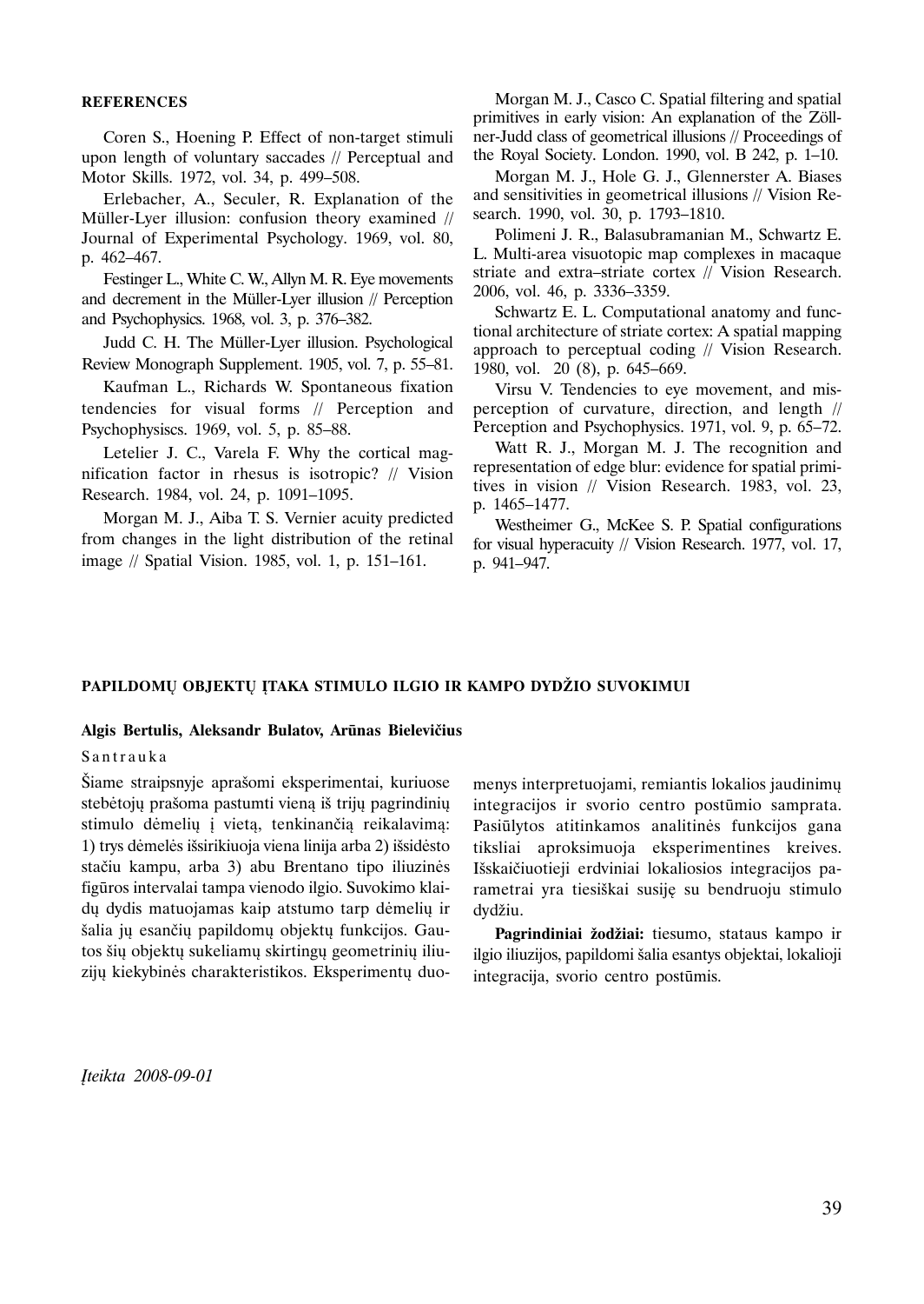**REFERENCES**

Coren S., Hoening P. Effect of non-target stimuli upon length of voluntary saccades // Perceptual and Motor Skills. 1972, vol. 34, p. 499–508.

Erlebacher, A., Seculer, R. Explanation of the Müller-Lyer illusion: confusion theory examined // Journal of Experimental Psychology. 1969, vol. 80, p. 462–467.

Festinger L., White C. W., Allyn M. R. Eye movements and decrement in the Müller-Lyer illusion // Perception and Psychophysics. 1968, vol. 3, p. 376–382.

Judd C. H. The Müller-Lyer illusion. Psychological Review Monograph Supplement. 1905, vol. 7, p. 55–81.

Kaufman L., Richards W. Spontaneous fixation tendencies for visual forms // Perception and Psychophysiscs. 1969, vol. 5, p. 85–88.

Letelier J. C., Varela F. Why the cortical magnification factor in rhesus is isotropic? // Vision Research. 1984, vol. 24, p. 1091–1095.

Morgan M. J., Aiba T. S. Vernier acuity predicted from changes in the light distribution of the retinal image // Spatial Vision. 1985, vol. 1, p. 151–161.

Morgan M. J., Casco C. Spatial filtering and spatial primitives in early vision: An explanation of the Zöllner-Judd class of geometrical illusions // Proceedings of the Royal Society. London. 1990, vol. B 242, p. 1–10.

Morgan M. J., Hole G. J., Glennerster A. Biases and sensitivities in geometrical illusions // Vision Research. 1990, vol. 30, p. 1793–1810.

Polimeni J. R., Balasubramanian M., Schwartz E. L. Multi-area visuotopic map complexes in macaque striate and extra–striate cortex // Vision Research. 2006, vol. 46, p. 3336–3359.

Schwartz E. L. Computational anatomy and functional architecture of striate cortex: A spatial mapping approach to perceptual coding // Vision Research. 1980, vol. 20 (8), p. 645–669.

Virsu V. Tendencies to eye movement, and misperception of curvature, direction, and length // Perception and Psychophysics. 1971, vol. 9, p. 65–72.

Watt R. J., Morgan M. J. The recognition and representation of edge blur: evidence for spatial primitives in vision // Vision Research. 1983, vol. 23, p. 1465–1477.

Westheimer G., McKee S. P. Spatial configurations for visual hyperacuity // Vision Research. 1977, vol. 17, p. 941–947.

## PAPILDOMŲ OBJEKTŲ ĮTAKA STIMULO ILGIO IR KAMPO DYDŽIO SUVOKIMUI

**Algis Bertulis, Aleksandr Bulatov, Arūnas Bielevičius**

Santrauka

Šiame straipsnyje aprašomi eksperimentai, kuriuose stebėtojų prašoma pastumti vieną iš trijų pagrindinių stimulo dėmelių į vietą, tenkinančią reikalavimą: 1) trys dėmelės išsirikiuoja viena linija arba 2) išsidėsto stačiu kampu, arba 3) abu Brentano tipo iliuzinės figūros intervalai tampa vienodo ilgio. Suvokimo klaidų dydis matuojamas kaip atstumo tarp dėmelių ir šalia jų esančių papildomų objektų funkcijos. Gautos šių objektų sukeliamų skirtingų geometrinių iliuzijų kiekybinės charakteristikos. Eksperimentų duomenys interpretuojami, remiantis lokalios jaudinimų integracijos ir svorio centro postūmio samprata. Pasiūlytos atitinkamos analitinės funkcijos gana tiksliai aproksimuoja eksperimentines kreives. Išskaičiuotieji erdviniai lokaliosios integracijos parametrai yra tiesiškai susiję su bendruoju stimulo dydžiu.

**Pagrindiniai žodžiai:** tiesumo, stataus kampo ir ilgio iliuzijos, papildomi šalia esantys objektai, lokalioji integracija, svorio centro postūmis.

*Įteikta 2008-09-01*